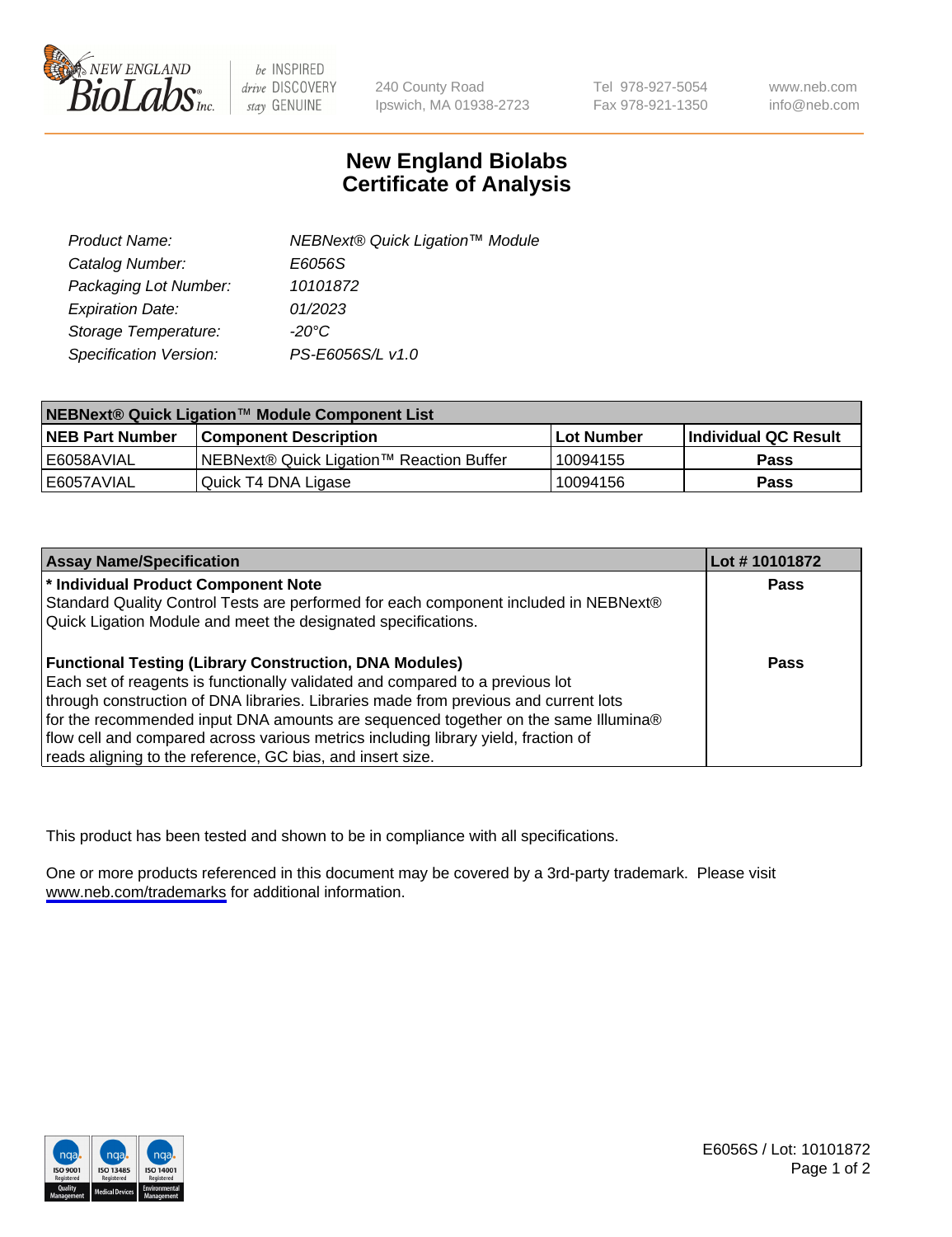New England BioLabs Inc. — be INSPIRED drive DISCOVERY stay GENUINE

240 County Road
Ipswich, MA 01938-2723

Tel 978-927-5054
Fax 978-921-1350

www.neb.com
info@neb.com

# New England Biolabs
# Certificate of Analysis

| | |
|---|---|
| *Product Name:* | *NEBNext® Quick Ligation™ Module* |
| *Catalog Number:* | *E6056S* |
| *Packaging Lot Number:* | *10101872* |
| *Expiration Date:* | *01/2023* |
| *Storage Temperature:* | *-20°C* |
| *Specification Version:* | *PS-E6056S/L v1.0* |

| NEBNext® Quick Ligation™ Module Component List | | | |
|---|---|---|---|
| **NEB Part Number** | **Component Description** | **Lot Number** | **Individual QC Result** |
| E6058AVIAL | NEBNext® Quick Ligation™ Reaction Buffer | 10094155 | **Pass** |
| E6057AVIAL | Quick T4 DNA Ligase | 10094156 | **Pass** |

| Assay Name/Specification | Lot # 10101872 |
|---|---|
| **\* Individual Product Component Note**<br>Standard Quality Control Tests are performed for each component included in NEBNext® Quick Ligation Module and meet the designated specifications. | **Pass** |
| **Functional Testing (Library Construction, DNA Modules)**<br>Each set of reagents is functionally validated and compared to a previous lot through construction of DNA libraries. Libraries made from previous and current lots for the recommended input DNA amounts are sequenced together on the same Illumina® flow cell and compared across various metrics including library yield, fraction of reads aligning to the reference, GC bias, and insert size. | **Pass** |

This product has been tested and shown to be in compliance with all specifications.

One or more products referenced in this document may be covered by a 3rd-party trademark. Please visit www.neb.com/trademarks for additional information.

E6056S / Lot: 10101872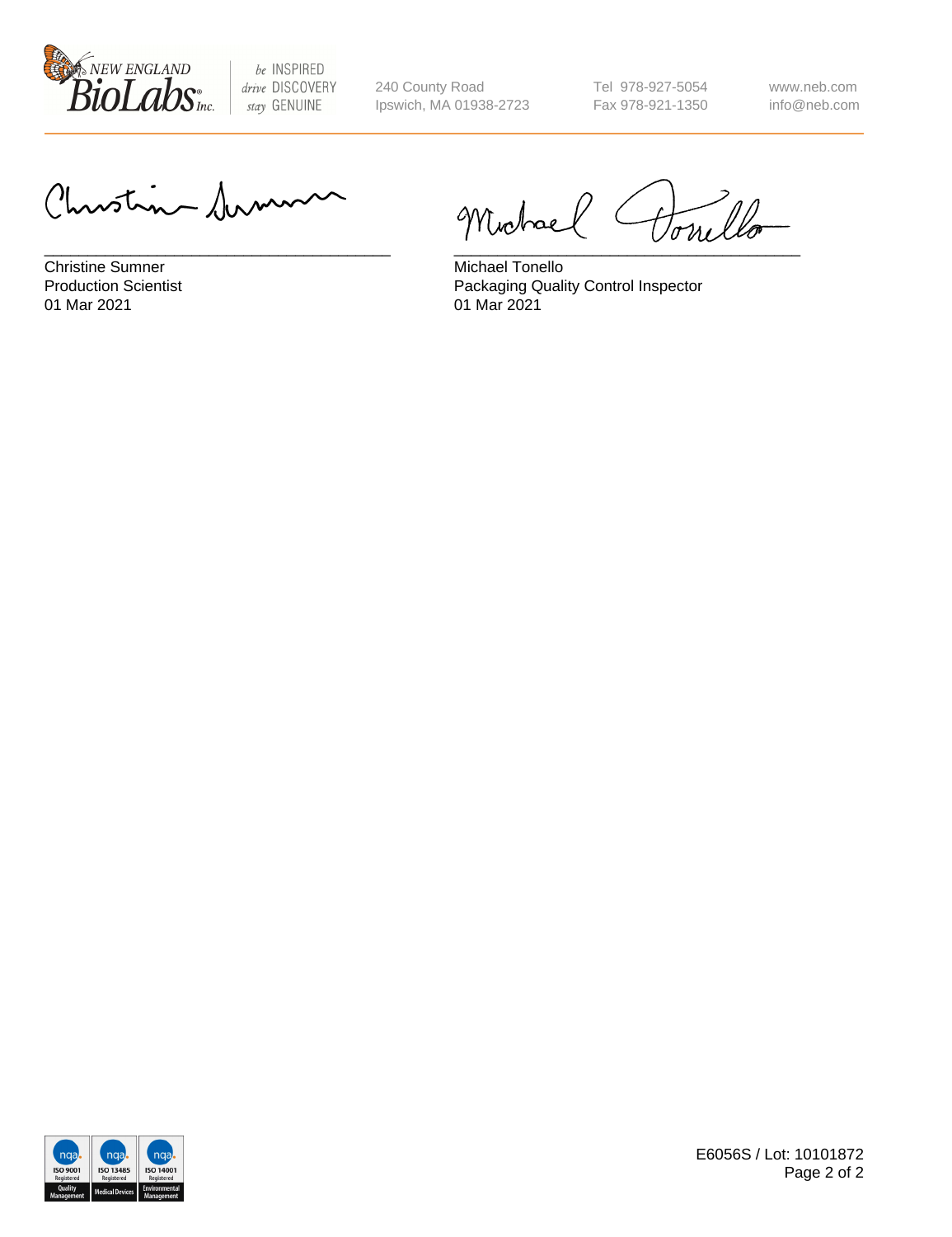Christine Sumner
Production Scientist
01 Mar 2021

Michael Tonello
Packaging Quality Control Inspector
01 Mar 2021

E6056S / Lot: 10101872